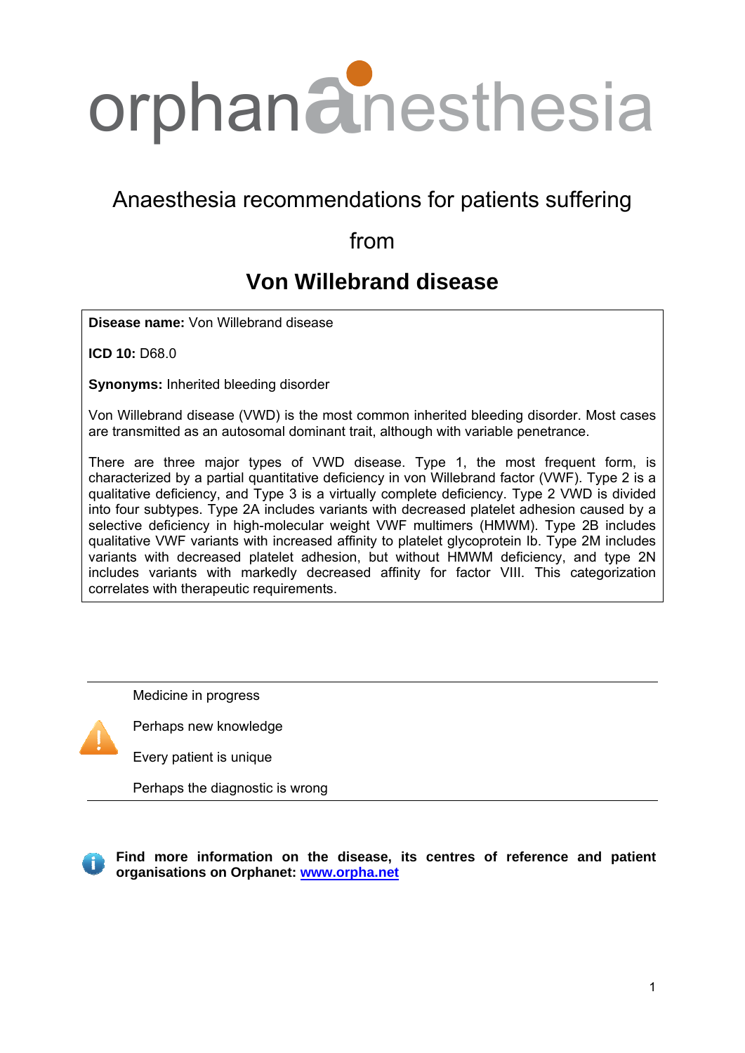# orphananesthesia

## Anaesthesia recommendations for patients suffering from

# Von Willebrand disease

**Disease name:** Von Willebrand disease

**ICD 10:** D68.0

**Synonyms:** Inherited bleeding disorder

Von Willebrand disease (VWD) is the most common inherited bleeding disorder. Most cases are transmitted as an autosomal dominant trait, although with variable penetrance.

There are three major types of VWD disease. Type 1, the most frequent form, is characterized by a partial quantitative deficiency in von Willebrand factor (VWF). Type 2 is a qualitative deficiency, and Type 3 is a virtually complete deficiency. Type 2 VWD is divided into four subtypes. Type 2A includes variants with decreased platelet adhesion caused by a selective deficiency in high-molecular weight VWF multimers (HMWM). Type 2B includes qualitative VWF variants with increased affinity to platelet glycoprotein Ib. Type 2M includes variants with decreased platelet adhesion, but without HMWM deficiency, and type 2N includes variants with markedly decreased affinity for factor VIII. This categorization correlates with therapeutic requirements.

---

Medicine in progress

Perhaps new knowledge

Every patient is unique

Perhaps the diagnostic is wrong

---

**Find more information on the disease, its centres of reference and patient organisations on Orphanet: [www.orpha.net](http://www.orpha.net)**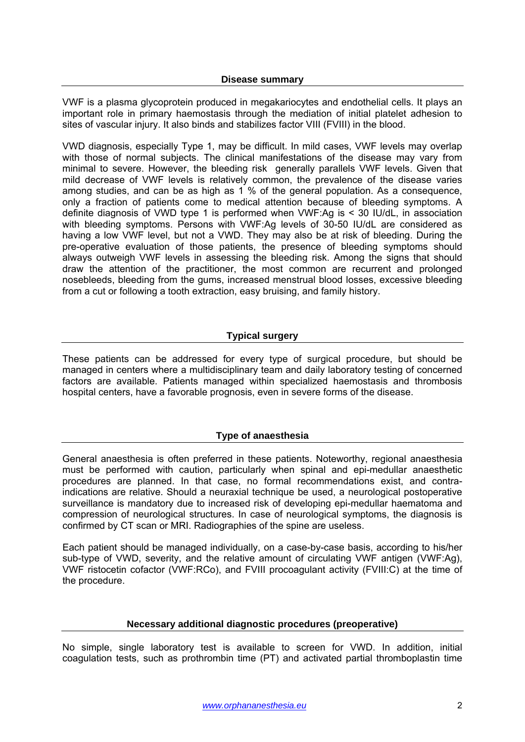## Disease summary

VWF is a plasma glycoprotein produced in megakariocytes and endothelial cells. It plays an important role in primary haemostasis through the mediation of initial platelet adhesion to sites of vascular injury. It also binds and stabilizes factor VIII (FVIII) in the blood.

VWD diagnosis, especially Type 1, may be difficult. In mild cases, VWF levels may overlap with those of normal subjects. The clinical manifestations of the disease may vary from minimal to severe. However, the bleeding risk generally parallels VWF levels. Given that mild decrease of VWF levels is relatively common, the prevalence of the disease varies among studies, and can be as high as 1 % of the general population. As a consequence, only a fraction of patients come to medical attention because of bleeding symptoms. A definite diagnosis of VWD type 1 is performed when VWF:Ag is < 30 IU/dL, in association with bleeding symptoms. Persons with VWF:Ag levels of 30-50 IU/dL are considered as having a low VWF level, but not a VWD. They may also be at risk of bleeding. During the pre-operative evaluation of those patients, the presence of bleeding symptoms should always outweigh VWF levels in assessing the bleeding risk. Among the signs that should draw the attention of the practitioner, the most common are recurrent and prolonged nosebleeds, bleeding from the gums, increased menstrual blood losses, excessive bleeding from a cut or following a tooth extraction, easy bruising, and family history.

## Typical surgery

These patients can be addressed for every type of surgical procedure, but should be managed in centers where a multidisciplinary team and daily laboratory testing of concerned factors are available. Patients managed within specialized haemostasis and thrombosis hospital centers, have a favorable prognosis, even in severe forms of the disease.

## Type of anaesthesia

General anaesthesia is often preferred in these patients. Noteworthy, regional anaesthesia must be performed with caution, particularly when spinal and epi-medullar anaesthetic procedures are planned. In that case, no formal recommendations exist, and contra-indications are relative. Should a neuraxial technique be used, a neurological postoperative surveillance is mandatory due to increased risk of developing epi-medullar haematoma and compression of neurological structures. In case of neurological symptoms, the diagnosis is confirmed by CT scan or MRI. Radiographies of the spine are useless.

Each patient should be managed individually, on a case-by-case basis, according to his/her sub-type of VWD, severity, and the relative amount of circulating VWF antigen (VWF:Ag), VWF ristocetin cofactor (VWF:RCo), and FVIII procoagulant activity (FVIII:C) at the time of the procedure.

## Necessary additional diagnostic procedures (preoperative)

No simple, single laboratory test is available to screen for VWD. In addition, initial coagulation tests, such as prothrombin time (PT) and activated partial thromboplastin time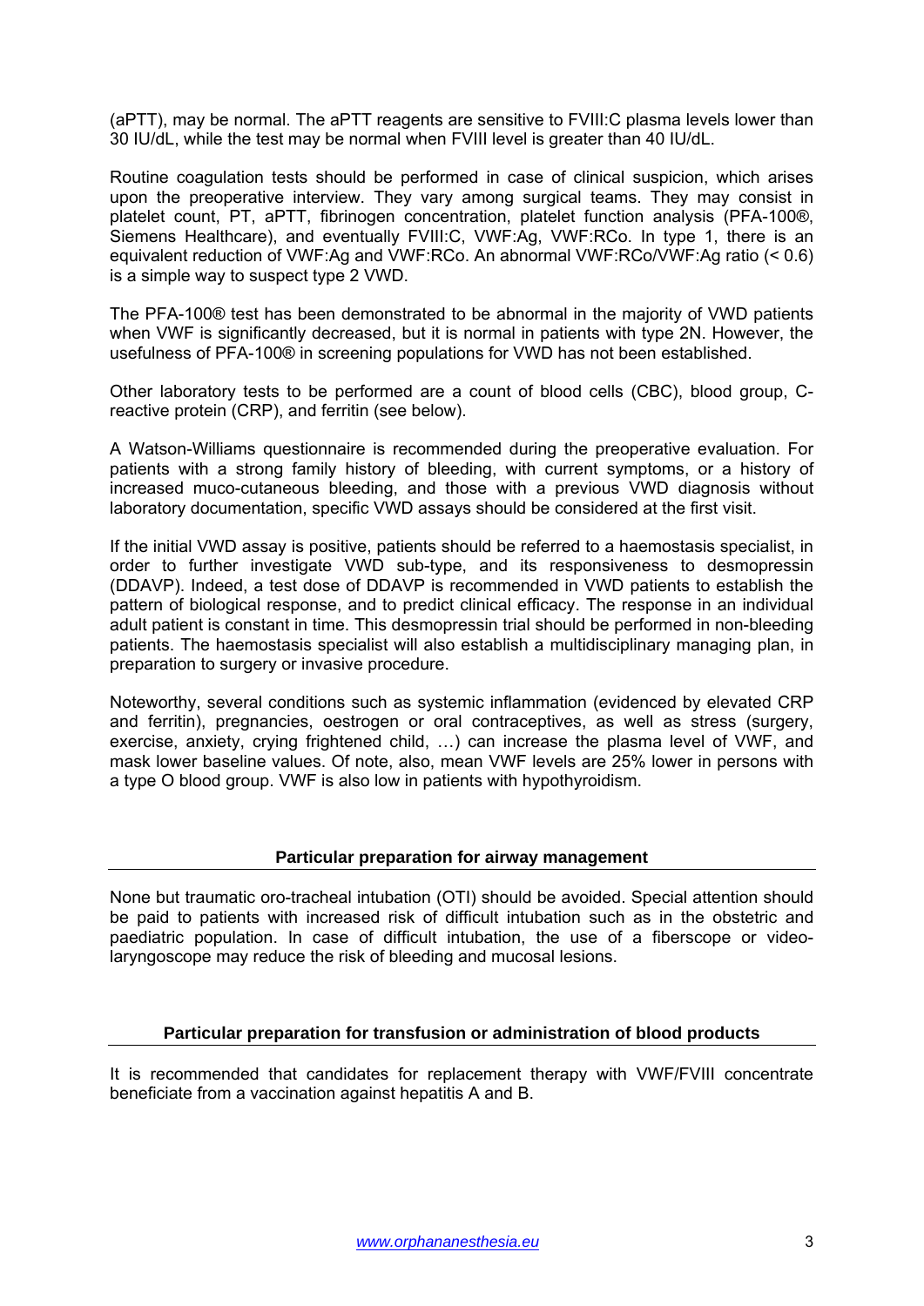(aPTT), may be normal. The aPTT reagents are sensitive to FVIII:C plasma levels lower than 30 IU/dL, while the test may be normal when FVIII level is greater than 40 IU/dL.

Routine coagulation tests should be performed in case of clinical suspicion, which arises upon the preoperative interview. They vary among surgical teams. They may consist in platelet count, PT, aPTT, fibrinogen concentration, platelet function analysis (PFA-100®, Siemens Healthcare), and eventually FVIII:C, VWF:Ag, VWF:RCo. In type 1, there is an equivalent reduction of VWF:Ag and VWF:RCo. An abnormal VWF:RCo/VWF:Ag ratio (< 0.6) is a simple way to suspect type 2 VWD.

The PFA-100® test has been demonstrated to be abnormal in the majority of VWD patients when VWF is significantly decreased, but it is normal in patients with type 2N. However, the usefulness of PFA-100® in screening populations for VWD has not been established.

Other laboratory tests to be performed are a count of blood cells (CBC), blood group, C-reactive protein (CRP), and ferritin (see below).

A Watson-Williams questionnaire is recommended during the preoperative evaluation. For patients with a strong family history of bleeding, with current symptoms, or a history of increased muco-cutaneous bleeding, and those with a previous VWD diagnosis without laboratory documentation, specific VWD assays should be considered at the first visit.

If the initial VWD assay is positive, patients should be referred to a haemostasis specialist, in order to further investigate VWD sub-type, and its responsiveness to desmopressin (DDAVP). Indeed, a test dose of DDAVP is recommended in VWD patients to establish the pattern of biological response, and to predict clinical efficacy. The response in an individual adult patient is constant in time. This desmopressin trial should be performed in non-bleeding patients. The haemostasis specialist will also establish a multidisciplinary managing plan, in preparation to surgery or invasive procedure.

Noteworthy, several conditions such as systemic inflammation (evidenced by elevated CRP and ferritin), pregnancies, oestrogen or oral contraceptives, as well as stress (surgery, exercise, anxiety, crying frightened child, …) can increase the plasma level of VWF, and mask lower baseline values. Of note, also, mean VWF levels are 25% lower in persons with a type O blood group. VWF is also low in patients with hypothyroidism.

## Particular preparation for airway management

None but traumatic oro-tracheal intubation (OTI) should be avoided. Special attention should be paid to patients with increased risk of difficult intubation such as in the obstetric and paediatric population. In case of difficult intubation, the use of a fiberscope or video-laryngoscope may reduce the risk of bleeding and mucosal lesions.

## Particular preparation for transfusion or administration of blood products

It is recommended that candidates for replacement therapy with VWF/FVIII concentrate beneficiate from a vaccination against hepatitis A and B.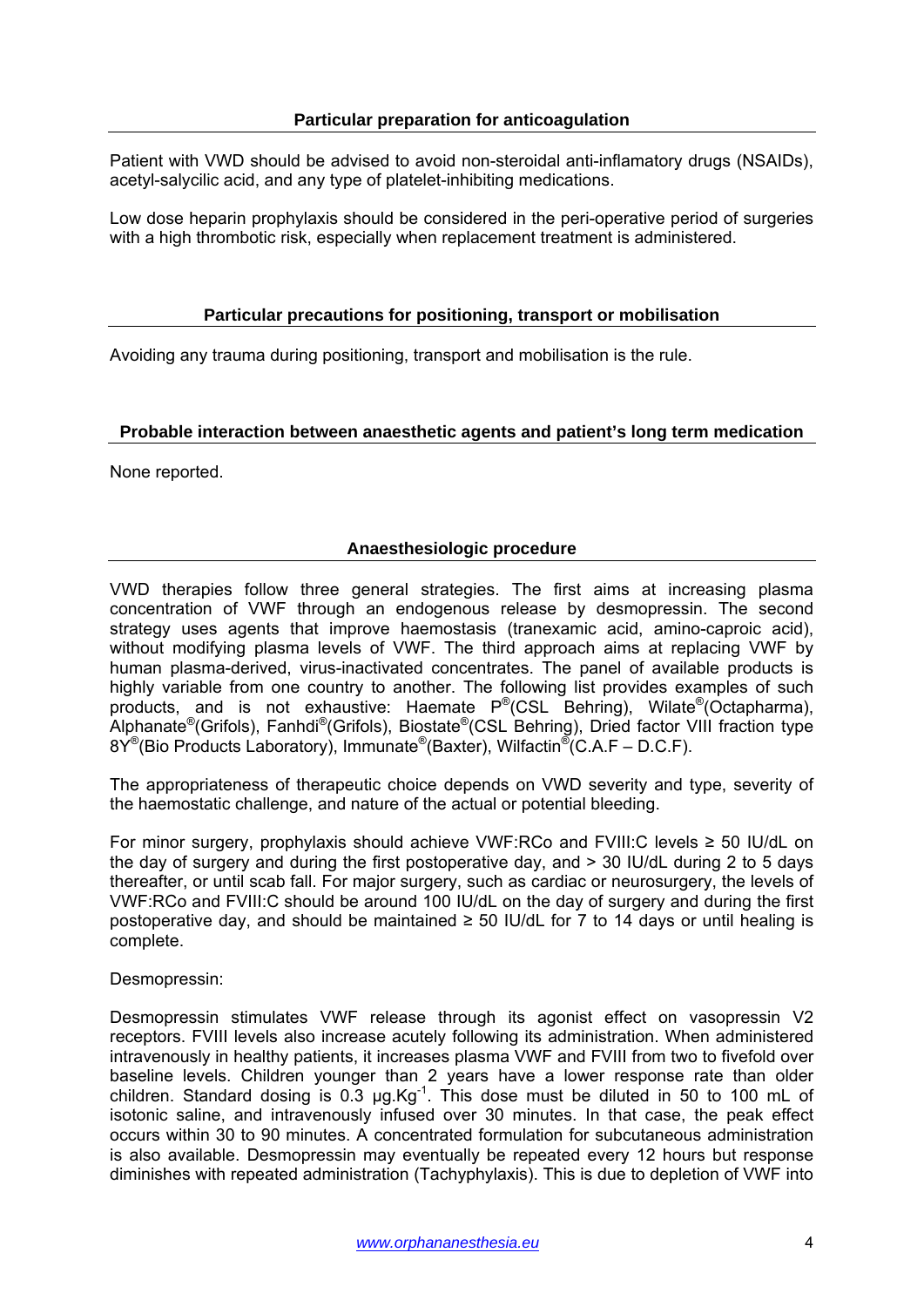## Particular preparation for anticoagulation

Patient with VWD should be advised to avoid non-steroidal anti-inflamatory drugs (NSAIDs), acetyl-salycilic acid, and any type of platelet-inhibiting medications.

Low dose heparin prophylaxis should be considered in the peri-operative period of surgeries with a high thrombotic risk, especially when replacement treatment is administered.

## Particular precautions for positioning, transport or mobilisation

Avoiding any trauma during positioning, transport and mobilisation is the rule.

## Probable interaction between anaesthetic agents and patient's long term medication

None reported.

## Anaesthesiologic procedure

VWD therapies follow three general strategies. The first aims at increasing plasma concentration of VWF through an endogenous release by desmopressin. The second strategy uses agents that improve haemostasis (tranexamic acid, amino-caproic acid), without modifying plasma levels of VWF. The third approach aims at replacing VWF by human plasma-derived, virus-inactivated concentrates. The panel of available products is highly variable from one country to another. The following list provides examples of such products, and is not exhaustive: Haemate P®(CSL Behring), Wilate®(Octapharma), Alphanate®(Grifols), Fanhdi®(Grifols), Biostate®(CSL Behring), Dried factor VIII fraction type 8Y®(Bio Products Laboratory), Immunate®(Baxter), Wilfactin®(C.A.F – D.C.F).

The appropriateness of therapeutic choice depends on VWD severity and type, severity of the haemostatic challenge, and nature of the actual or potential bleeding.

For minor surgery, prophylaxis should achieve VWF:RCo and FVIII:C levels ≥ 50 IU/dL on the day of surgery and during the first postoperative day, and > 30 IU/dL during 2 to 5 days thereafter, or until scab fall. For major surgery, such as cardiac or neurosurgery, the levels of VWF:RCo and FVIII:C should be around 100 IU/dL on the day of surgery and during the first postoperative day, and should be maintained ≥ 50 IU/dL for 7 to 14 days or until healing is complete.

Desmopressin:

Desmopressin stimulates VWF release through its agonist effect on vasopressin V2 receptors. FVIII levels also increase acutely following its administration. When administered intravenously in healthy patients, it increases plasma VWF and FVIII from two to fivefold over baseline levels. Children younger than 2 years have a lower response rate than older children. Standard dosing is 0.3 $\mu g.Kg^{-1}$. This dose must be diluted in 50 to 100 mL of isotonic saline, and intravenously infused over 30 minutes. In that case, the peak effect occurs within 30 to 90 minutes. A concentrated formulation for subcutaneous administration is also available. Desmopressin may eventually be repeated every 12 hours but response diminishes with repeated administration (Tachyphylaxis). This is due to depletion of VWF into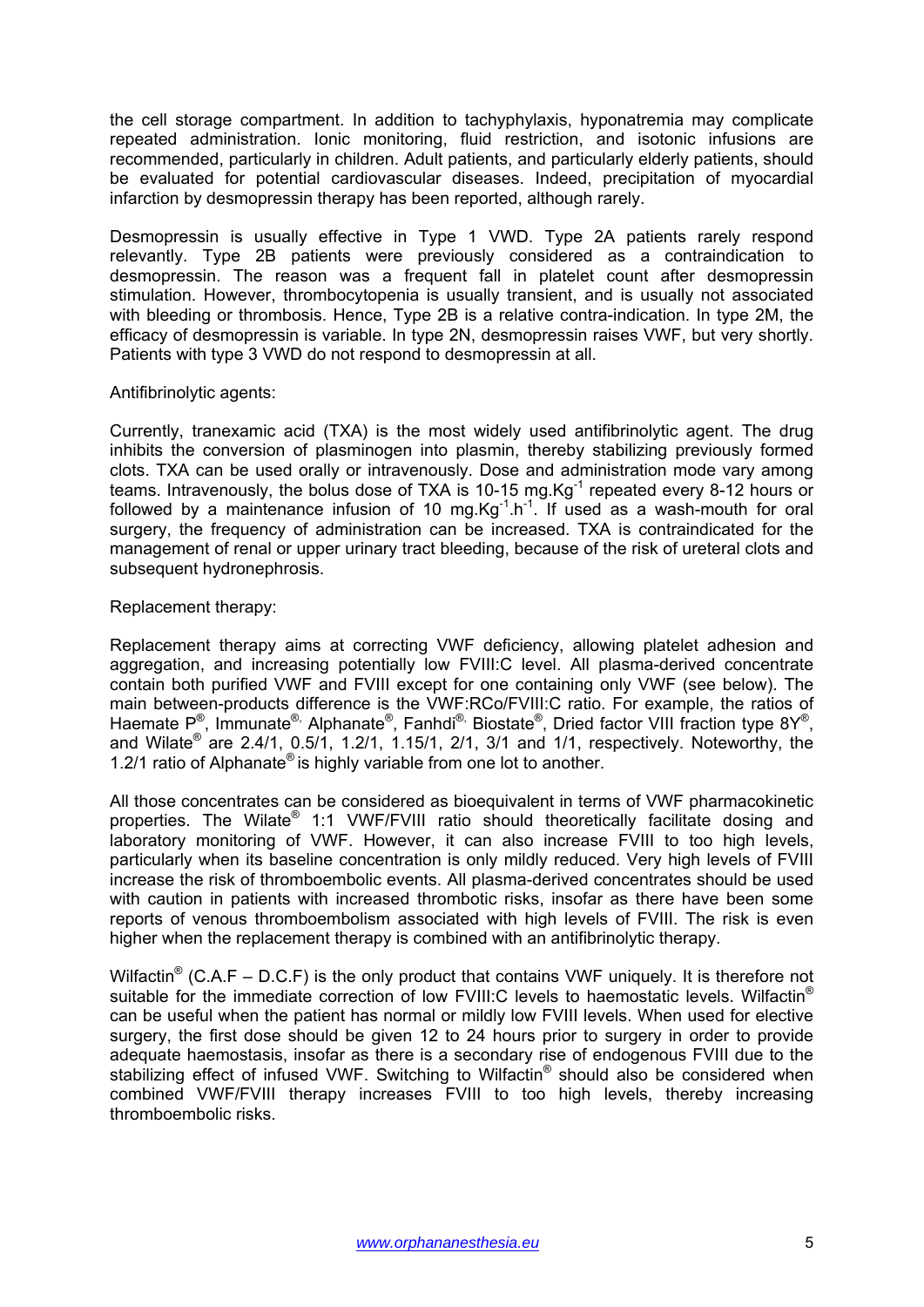the cell storage compartment. In addition to tachyphylaxis, hyponatremia may complicate repeated administration. Ionic monitoring, fluid restriction, and isotonic infusions are recommended, particularly in children. Adult patients, and particularly elderly patients, should be evaluated for potential cardiovascular diseases. Indeed, precipitation of myocardial infarction by desmopressin therapy has been reported, although rarely.

Desmopressin is usually effective in Type 1 VWD. Type 2A patients rarely respond relevantly. Type 2B patients were previously considered as a contraindication to desmopressin. The reason was a frequent fall in platelet count after desmopressin stimulation. However, thrombocytopenia is usually transient, and is usually not associated with bleeding or thrombosis. Hence, Type 2B is a relative contra-indication. In type 2M, the efficacy of desmopressin is variable. In type 2N, desmopressin raises VWF, but very shortly. Patients with type 3 VWD do not respond to desmopressin at all.

Antifibrinolytic agents:

Currently, tranexamic acid (TXA) is the most widely used antifibrinolytic agent. The drug inhibits the conversion of plasminogen into plasmin, thereby stabilizing previously formed clots. TXA can be used orally or intravenously. Dose and administration mode vary among teams. Intravenously, the bolus dose of TXA is 10-15 $mg.Kg^{-1}$ repeated every 8-12 hours or followed by a maintenance infusion of 10 $mg.Kg^{-1}.h^{-1}$. If used as a wash-mouth for oral surgery, the frequency of administration can be increased. TXA is contraindicated for the management of renal or upper urinary tract bleeding, because of the risk of ureteral clots and subsequent hydronephrosis.

Replacement therapy:

Replacement therapy aims at correcting VWF deficiency, allowing platelet adhesion and aggregation, and increasing potentially low FVIII:C level. All plasma-derived concentrate contain both purified VWF and FVIII except for one containing only VWF (see below). The main between-products difference is the VWF:RCo/FVIII:C ratio. For example, the ratios of Haemate P®, Immunate®, Alphanate®, Fanhdi®, Biostate®, Dried factor VIII fraction type 8Y®, and Wilate® are 2.4/1, 0.5/1, 1.2/1, 1.15/1, 2/1, 3/1 and 1/1, respectively. Noteworthy, the 1.2/1 ratio of Alphanate® is highly variable from one lot to another.

All those concentrates can be considered as bioequivalent in terms of VWF pharmacokinetic properties. The Wilate® 1:1 VWF/FVIII ratio should theoretically facilitate dosing and laboratory monitoring of VWF. However, it can also increase FVIII to too high levels, particularly when its baseline concentration is only mildly reduced. Very high levels of FVIII increase the risk of thromboembolic events. All plasma-derived concentrates should be used with caution in patients with increased thrombotic risks, insofar as there have been some reports of venous thromboembolism associated with high levels of FVIII. The risk is even higher when the replacement therapy is combined with an antifibrinolytic therapy.

Wilfactin® (C.A.F – D.C.F) is the only product that contains VWF uniquely. It is therefore not suitable for the immediate correction of low FVIII:C levels to haemostatic levels. Wilfactin® can be useful when the patient has normal or mildly low FVIII levels. When used for elective surgery, the first dose should be given 12 to 24 hours prior to surgery in order to provide adequate haemostasis, insofar as there is a secondary rise of endogenous FVIII due to the stabilizing effect of infused VWF. Switching to Wilfactin® should also be considered when combined VWF/FVIII therapy increases FVIII to too high levels, thereby increasing thromboembolic risks.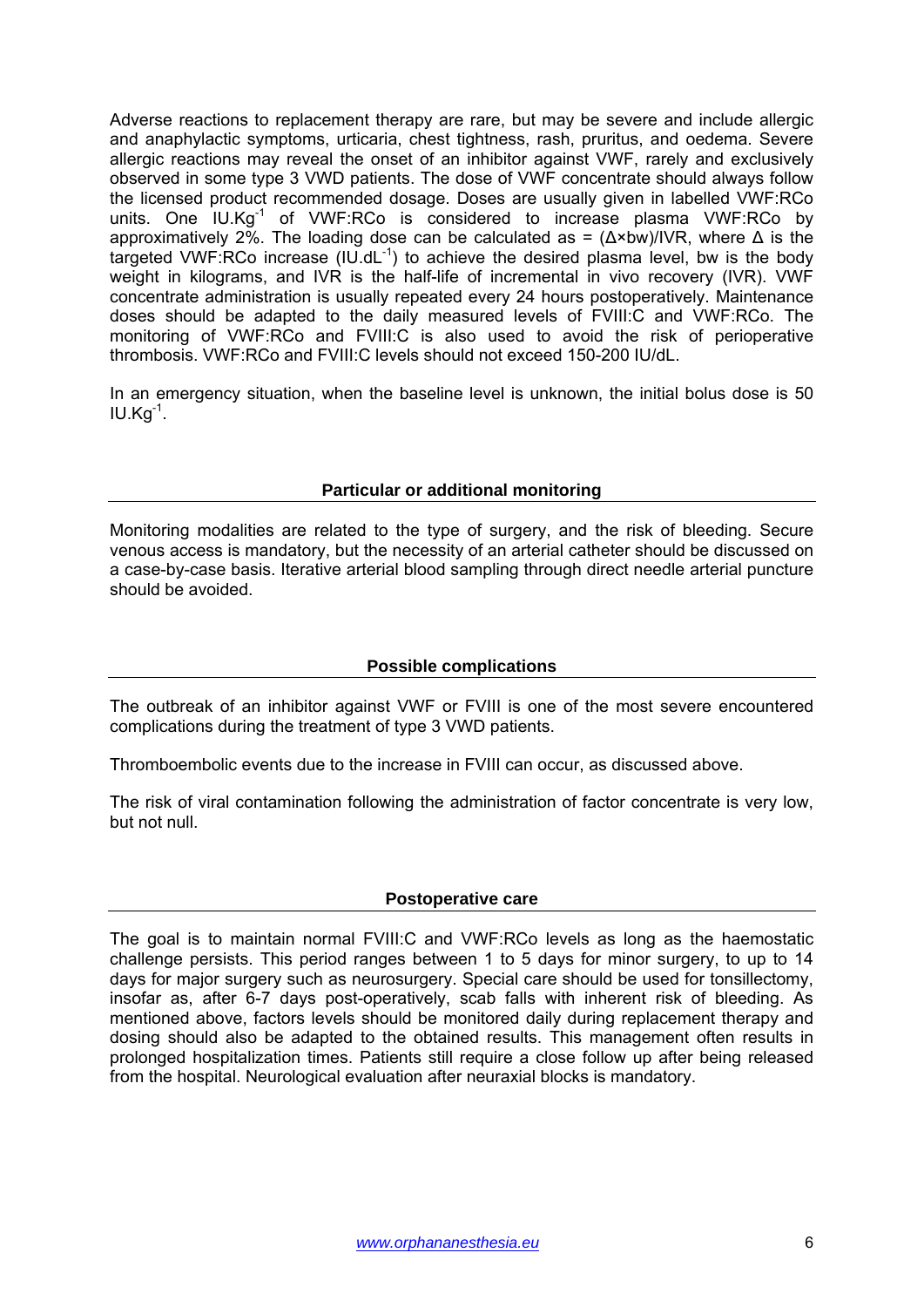Adverse reactions to replacement therapy are rare, but may be severe and include allergic and anaphylactic symptoms, urticaria, chest tightness, rash, pruritus, and oedema. Severe allergic reactions may reveal the onset of an inhibitor against VWF, rarely and exclusively observed in some type 3 VWD patients. The dose of VWF concentrate should always follow the licensed product recommended dosage. Doses are usually given in labelled VWF:RCo units. One $IU.Kg^{-1}$ of VWF:RCo is considered to increase plasma VWF:RCo by approximatively 2%. The loading dose can be calculated as = $(\Delta \times bw)/IVR$, where $\Delta$ is the targeted VWF:RCo increase ($IU.dL^{-1}$) to achieve the desired plasma level, bw is the body weight in kilograms, and IVR is the half-life of incremental in vivo recovery (IVR). VWF concentrate administration is usually repeated every 24 hours postoperatively. Maintenance doses should be adapted to the daily measured levels of FVIII:C and VWF:RCo. The monitoring of VWF:RCo and FVIII:C is also used to avoid the risk of perioperative thrombosis. VWF:RCo and FVIII:C levels should not exceed 150-200 IU/dL.

In an emergency situation, when the baseline level is unknown, the initial bolus dose is 50 $IU.Kg^{-1}$.

## Particular or additional monitoring

Monitoring modalities are related to the type of surgery, and the risk of bleeding. Secure venous access is mandatory, but the necessity of an arterial catheter should be discussed on a case-by-case basis. Iterative arterial blood sampling through direct needle arterial puncture should be avoided.

## Possible complications

The outbreak of an inhibitor against VWF or FVIII is one of the most severe encountered complications during the treatment of type 3 VWD patients.

Thromboembolic events due to the increase in FVIII can occur, as discussed above.

The risk of viral contamination following the administration of factor concentrate is very low, but not null.

## Postoperative care

The goal is to maintain normal FVIII:C and VWF:RCo levels as long as the haemostatic challenge persists. This period ranges between 1 to 5 days for minor surgery, to up to 14 days for major surgery such as neurosurgery. Special care should be used for tonsillectomy, insofar as, after 6-7 days post-operatively, scab falls with inherent risk of bleeding. As mentioned above, factors levels should be monitored daily during replacement therapy and dosing should also be adapted to the obtained results. This management often results in prolonged hospitalization times. Patients still require a close follow up after being released from the hospital. Neurological evaluation after neuraxial blocks is mandatory.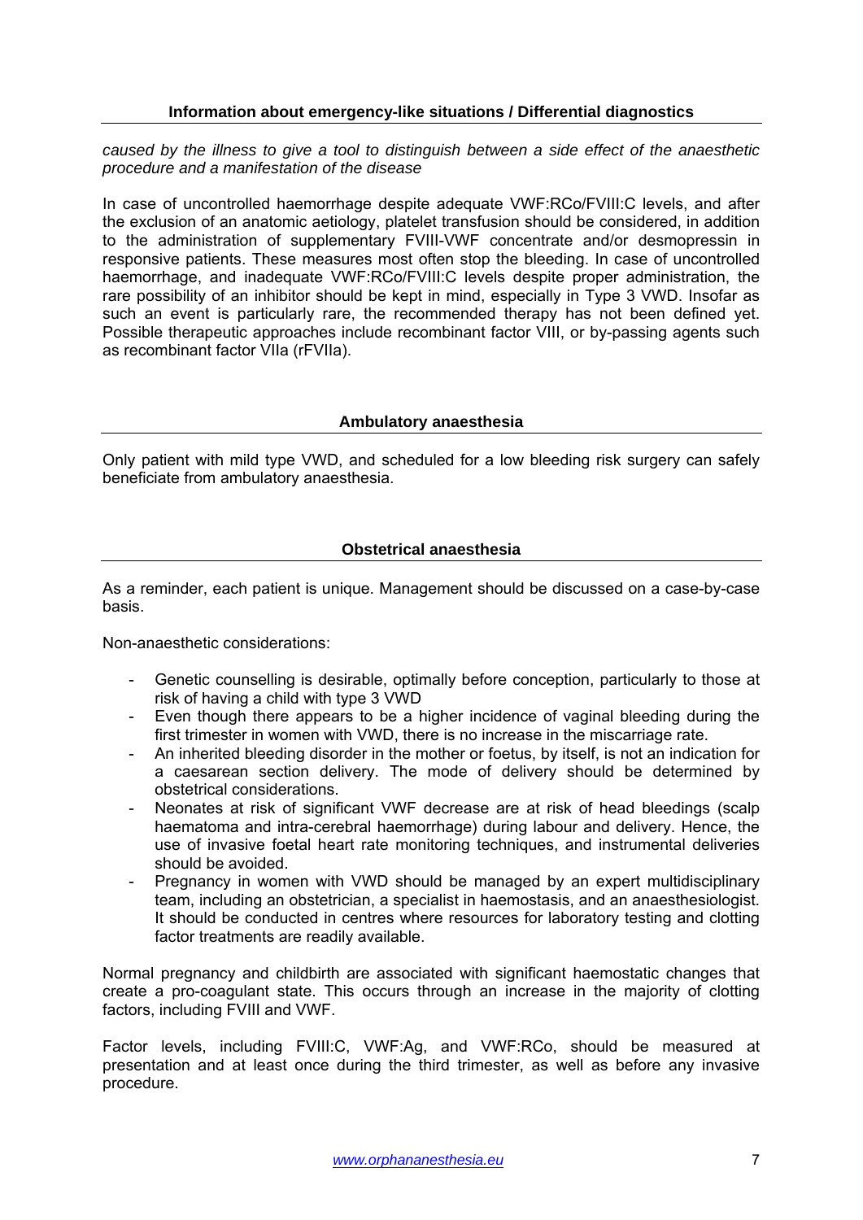## Information about emergency-like situations / Differential diagnostics

*caused by the illness to give a tool to distinguish between a side effect of the anaesthetic procedure and a manifestation of the disease*

In case of uncontrolled haemorrhage despite adequate VWF:RCo/FVIII:C levels, and after the exclusion of an anatomic aetiology, platelet transfusion should be considered, in addition to the administration of supplementary FVIII-VWF concentrate and/or desmopressin in responsive patients. These measures most often stop the bleeding. In case of uncontrolled haemorrhage, and inadequate VWF:RCo/FVIII:C levels despite proper administration, the rare possibility of an inhibitor should be kept in mind, especially in Type 3 VWD. Insofar as such an event is particularly rare, the recommended therapy has not been defined yet. Possible therapeutic approaches include recombinant factor VIII, or by-passing agents such as recombinant factor VIIa (rFVIIa).

## Ambulatory anaesthesia

Only patient with mild type VWD, and scheduled for a low bleeding risk surgery can safely beneficiate from ambulatory anaesthesia.

## Obstetrical anaesthesia

As a reminder, each patient is unique. Management should be discussed on a case-by-case basis.

Non-anaesthetic considerations:

- Genetic counselling is desirable, optimally before conception, particularly to those at risk of having a child with type 3 VWD
- Even though there appears to be a higher incidence of vaginal bleeding during the first trimester in women with VWD, there is no increase in the miscarriage rate.
- An inherited bleeding disorder in the mother or foetus, by itself, is not an indication for a caesarean section delivery. The mode of delivery should be determined by obstetrical considerations.
- Neonates at risk of significant VWF decrease are at risk of head bleedings (scalp haematoma and intra-cerebral haemorrhage) during labour and delivery. Hence, the use of invasive foetal heart rate monitoring techniques, and instrumental deliveries should be avoided.
- Pregnancy in women with VWD should be managed by an expert multidisciplinary team, including an obstetrician, a specialist in haemostasis, and an anaesthesiologist. It should be conducted in centres where resources for laboratory testing and clotting factor treatments are readily available.

Normal pregnancy and childbirth are associated with significant haemostatic changes that create a pro-coagulant state. This occurs through an increase in the majority of clotting factors, including FVIII and VWF.

Factor levels, including FVIII:C, VWF:Ag, and VWF:RCo, should be measured at presentation and at least once during the third trimester, as well as before any invasive procedure.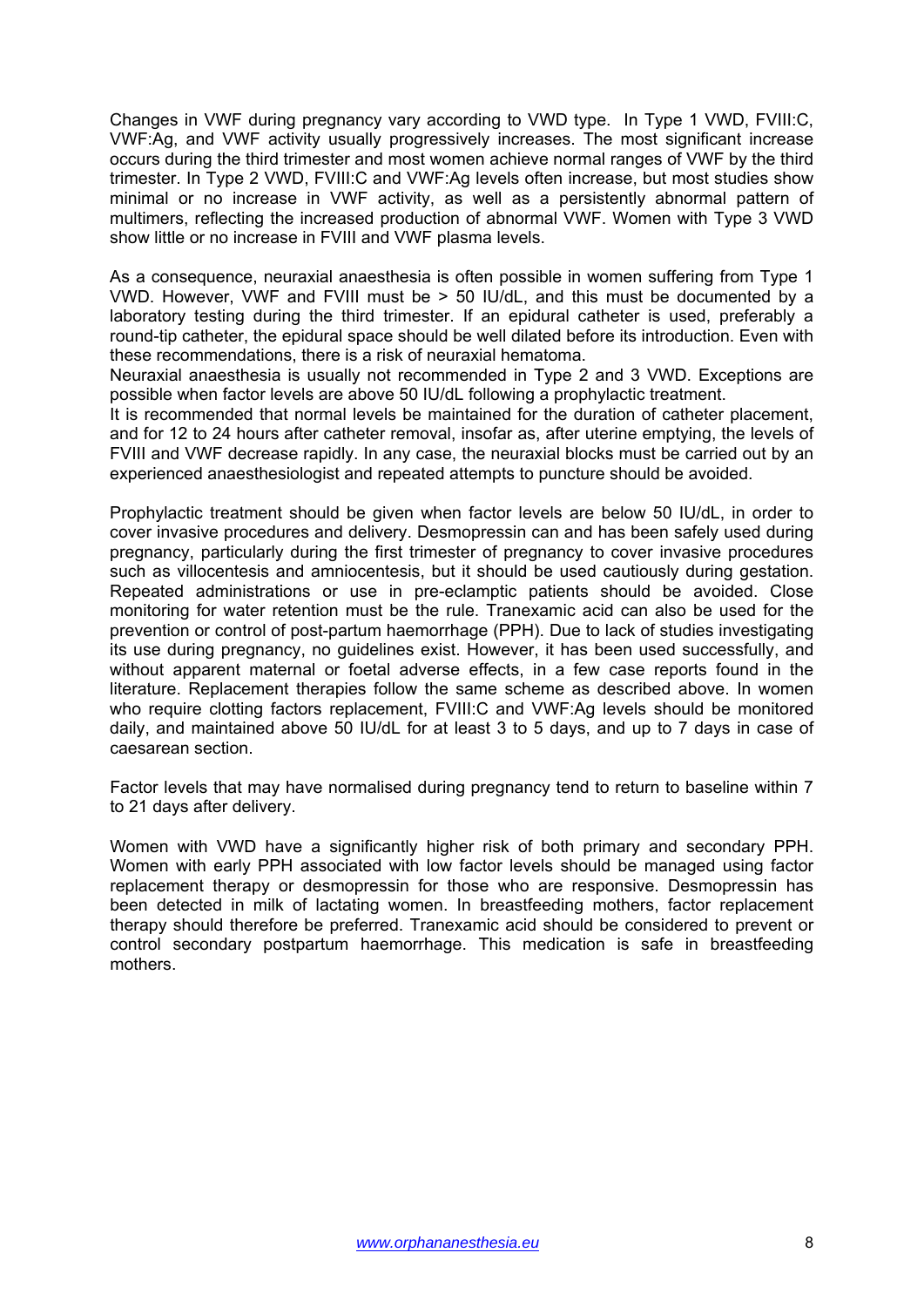Changes in VWF during pregnancy vary according to VWD type. In Type 1 VWD, FVIII:C, VWF:Ag, and VWF activity usually progressively increases. The most significant increase occurs during the third trimester and most women achieve normal ranges of VWF by the third trimester. In Type 2 VWD, FVIII:C and VWF:Ag levels often increase, but most studies show minimal or no increase in VWF activity, as well as a persistently abnormal pattern of multimers, reflecting the increased production of abnormal VWF. Women with Type 3 VWD show little or no increase in FVIII and VWF plasma levels.

As a consequence, neuraxial anaesthesia is often possible in women suffering from Type 1 VWD. However, VWF and FVIII must be > 50 IU/dL, and this must be documented by a laboratory testing during the third trimester. If an epidural catheter is used, preferably a round-tip catheter, the epidural space should be well dilated before its introduction. Even with these recommendations, there is a risk of neuraxial hematoma.
Neuraxial anaesthesia is usually not recommended in Type 2 and 3 VWD. Exceptions are possible when factor levels are above 50 IU/dL following a prophylactic treatment.
It is recommended that normal levels be maintained for the duration of catheter placement, and for 12 to 24 hours after catheter removal, insofar as, after uterine emptying, the levels of FVIII and VWF decrease rapidly. In any case, the neuraxial blocks must be carried out by an experienced anaesthesiologist and repeated attempts to puncture should be avoided.

Prophylactic treatment should be given when factor levels are below 50 IU/dL, in order to cover invasive procedures and delivery. Desmopressin can and has been safely used during pregnancy, particularly during the first trimester of pregnancy to cover invasive procedures such as villocentesis and amniocentesis, but it should be used cautiously during gestation. Repeated administrations or use in pre-eclamptic patients should be avoided. Close monitoring for water retention must be the rule. Tranexamic acid can also be used for the prevention or control of post-partum haemorrhage (PPH). Due to lack of studies investigating its use during pregnancy, no guidelines exist. However, it has been used successfully, and without apparent maternal or foetal adverse effects, in a few case reports found in the literature. Replacement therapies follow the same scheme as described above. In women who require clotting factors replacement, FVIII:C and VWF:Ag levels should be monitored daily, and maintained above 50 IU/dL for at least 3 to 5 days, and up to 7 days in case of caesarean section.

Factor levels that may have normalised during pregnancy tend to return to baseline within 7 to 21 days after delivery.

Women with VWD have a significantly higher risk of both primary and secondary PPH. Women with early PPH associated with low factor levels should be managed using factor replacement therapy or desmopressin for those who are responsive. Desmopressin has been detected in milk of lactating women. In breastfeeding mothers, factor replacement therapy should therefore be preferred. Tranexamic acid should be considered to prevent or control secondary postpartum haemorrhage. This medication is safe in breastfeeding mothers.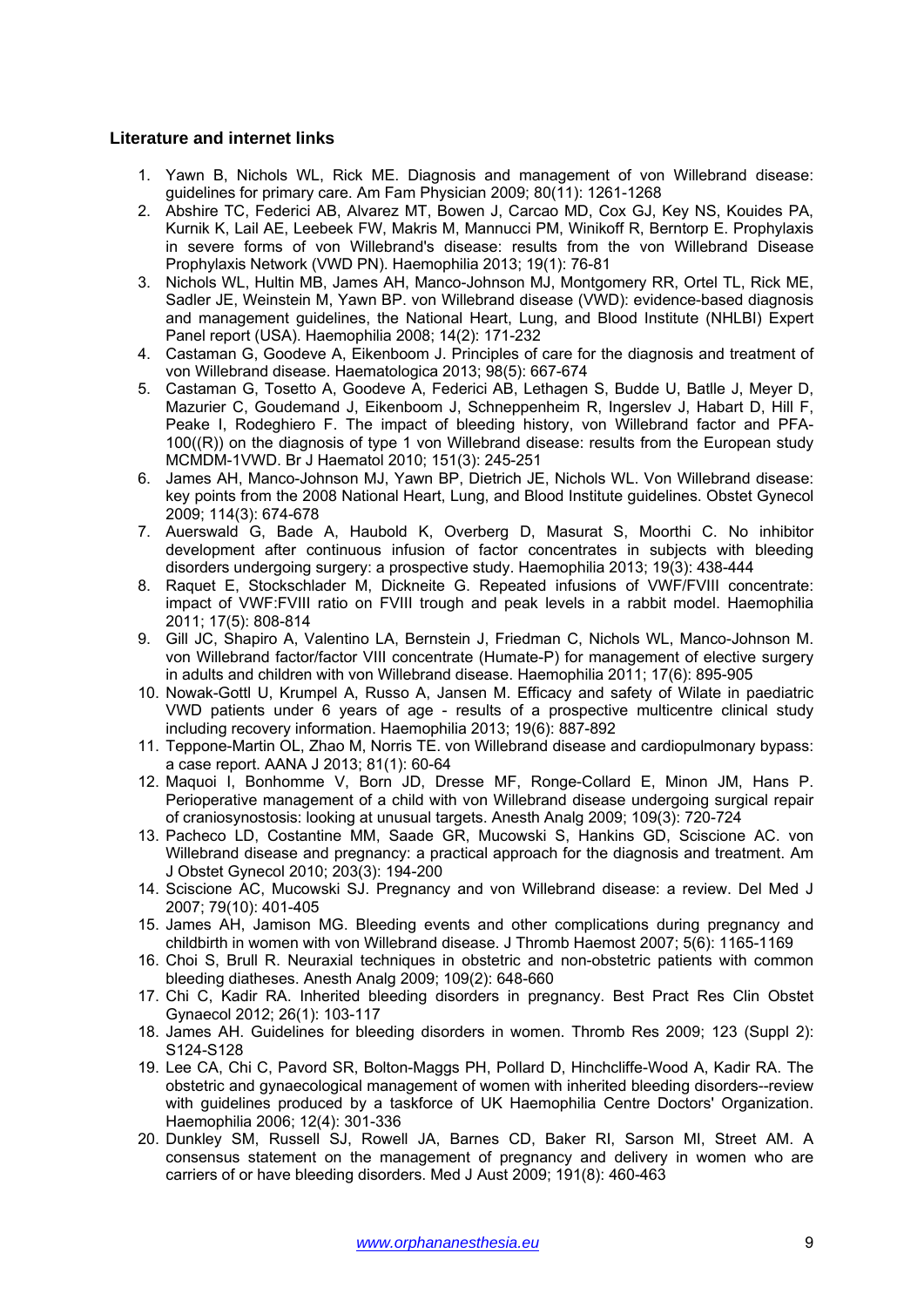## Literature and internet links

1. Yawn B, Nichols WL, Rick ME. Diagnosis and management of von Willebrand disease: guidelines for primary care. Am Fam Physician 2009; 80(11): 1261-1268
2. Abshire TC, Federici AB, Alvarez MT, Bowen J, Carcao MD, Cox GJ, Key NS, Kouides PA, Kurnik K, Lail AE, Leebeek FW, Makris M, Mannucci PM, Winikoff R, Berntorp E. Prophylaxis in severe forms of von Willebrand's disease: results from the von Willebrand Disease Prophylaxis Network (VWD PN). Haemophilia 2013; 19(1): 76-81
3. Nichols WL, Hultin MB, James AH, Manco-Johnson MJ, Montgomery RR, Ortel TL, Rick ME, Sadler JE, Weinstein M, Yawn BP. von Willebrand disease (VWD): evidence-based diagnosis and management guidelines, the National Heart, Lung, and Blood Institute (NHLBI) Expert Panel report (USA). Haemophilia 2008; 14(2): 171-232
4. Castaman G, Goodeve A, Eikenboom J. Principles of care for the diagnosis and treatment of von Willebrand disease. Haematologica 2013; 98(5): 667-674
5. Castaman G, Tosetto A, Goodeve A, Federici AB, Lethagen S, Budde U, Batlle J, Meyer D, Mazurier C, Goudemand J, Eikenboom J, Schneppenheim R, Ingerslev J, Habart D, Hill F, Peake I, Rodeghiero F. The impact of bleeding history, von Willebrand factor and PFA-100((R)) on the diagnosis of type 1 von Willebrand disease: results from the European study MCMDM-1VWD. Br J Haematol 2010; 151(3): 245-251
6. James AH, Manco-Johnson MJ, Yawn BP, Dietrich JE, Nichols WL. Von Willebrand disease: key points from the 2008 National Heart, Lung, and Blood Institute guidelines. Obstet Gynecol 2009; 114(3): 674-678
7. Auerswald G, Bade A, Haubold K, Overberg D, Masurat S, Moorthi C. No inhibitor development after continuous infusion of factor concentrates in subjects with bleeding disorders undergoing surgery: a prospective study. Haemophilia 2013; 19(3): 438-444
8. Raquet E, Stockschlader M, Dickneite G. Repeated infusions of VWF/FVIII concentrate: impact of VWF:FVIII ratio on FVIII trough and peak levels in a rabbit model. Haemophilia 2011; 17(5): 808-814
9. Gill JC, Shapiro A, Valentino LA, Bernstein J, Friedman C, Nichols WL, Manco-Johnson M. von Willebrand factor/factor VIII concentrate (Humate-P) for management of elective surgery in adults and children with von Willebrand disease. Haemophilia 2011; 17(6): 895-905
10. Nowak-Gottl U, Krumpel A, Russo A, Jansen M. Efficacy and safety of Wilate in paediatric VWD patients under 6 years of age - results of a prospective multicentre clinical study including recovery information. Haemophilia 2013; 19(6): 887-892
11. Teppone-Martin OL, Zhao M, Norris TE. von Willebrand disease and cardiopulmonary bypass: a case report. AANA J 2013; 81(1): 60-64
12. Maquoi I, Bonhomme V, Born JD, Dresse MF, Ronge-Collard E, Minon JM, Hans P. Perioperative management of a child with von Willebrand disease undergoing surgical repair of craniosynostosis: looking at unusual targets. Anesth Analg 2009; 109(3): 720-724
13. Pacheco LD, Costantine MM, Saade GR, Mucowski S, Hankins GD, Sciscione AC. von Willebrand disease and pregnancy: a practical approach for the diagnosis and treatment. Am J Obstet Gynecol 2010; 203(3): 194-200
14. Sciscione AC, Mucowski SJ. Pregnancy and von Willebrand disease: a review. Del Med J 2007; 79(10): 401-405
15. James AH, Jamison MG. Bleeding events and other complications during pregnancy and childbirth in women with von Willebrand disease. J Thromb Haemost 2007; 5(6): 1165-1169
16. Choi S, Brull R. Neuraxial techniques in obstetric and non-obstetric patients with common bleeding diatheses. Anesth Analg 2009; 109(2): 648-660
17. Chi C, Kadir RA. Inherited bleeding disorders in pregnancy. Best Pract Res Clin Obstet Gynaecol 2012; 26(1): 103-117
18. James AH. Guidelines for bleeding disorders in women. Thromb Res 2009; 123 (Suppl 2): S124-S128
19. Lee CA, Chi C, Pavord SR, Bolton-Maggs PH, Pollard D, Hinchcliffe-Wood A, Kadir RA. The obstetric and gynaecological management of women with inherited bleeding disorders--review with guidelines produced by a taskforce of UK Haemophilia Centre Doctors' Organization. Haemophilia 2006; 12(4): 301-336
20. Dunkley SM, Russell SJ, Rowell JA, Barnes CD, Baker RI, Sarson MI, Street AM. A consensus statement on the management of pregnancy and delivery in women who are carriers of or have bleeding disorders. Med J Aust 2009; 191(8): 460-463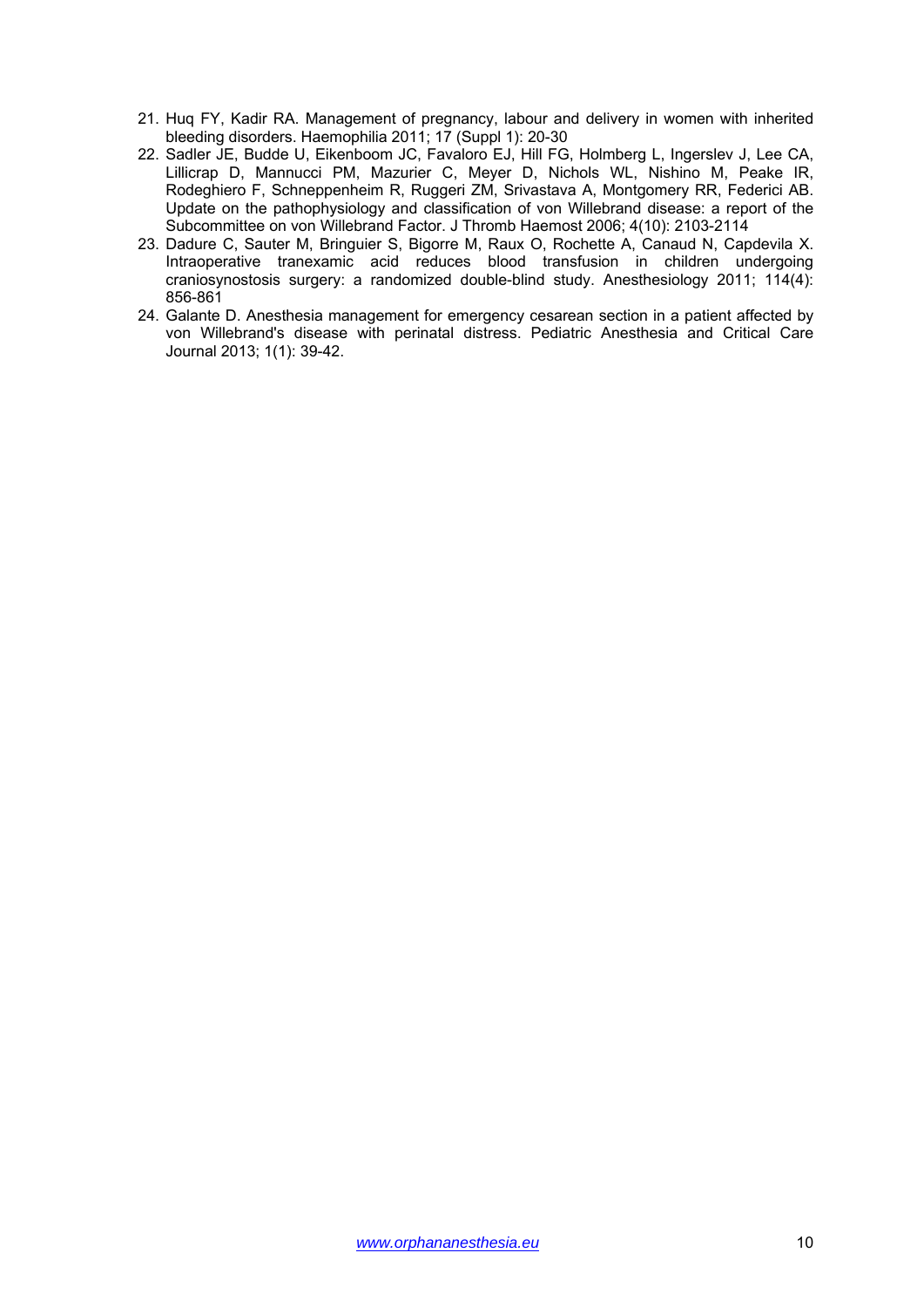21. Huq FY, Kadir RA. Management of pregnancy, labour and delivery in women with inherited bleeding disorders. Haemophilia 2011; 17 (Suppl 1): 20-30
22. Sadler JE, Budde U, Eikenboom JC, Favaloro EJ, Hill FG, Holmberg L, Ingerslev J, Lee CA, Lillicrap D, Mannucci PM, Mazurier C, Meyer D, Nichols WL, Nishino M, Peake IR, Rodeghiero F, Schneppenheim R, Ruggeri ZM, Srivastava A, Montgomery RR, Federici AB. Update on the pathophysiology and classification of von Willebrand disease: a report of the Subcommittee on von Willebrand Factor. J Thromb Haemost 2006; 4(10): 2103-2114
23. Dadure C, Sauter M, Bringuier S, Bigorre M, Raux O, Rochette A, Canaud N, Capdevila X. Intraoperative tranexamic acid reduces blood transfusion in children undergoing craniosynostosis surgery: a randomized double-blind study. Anesthesiology 2011; 114(4): 856-861
24. Galante D. Anesthesia management for emergency cesarean section in a patient affected by von Willebrand's disease with perinatal distress. Pediatric Anesthesia and Critical Care Journal 2013; 1(1): 39-42.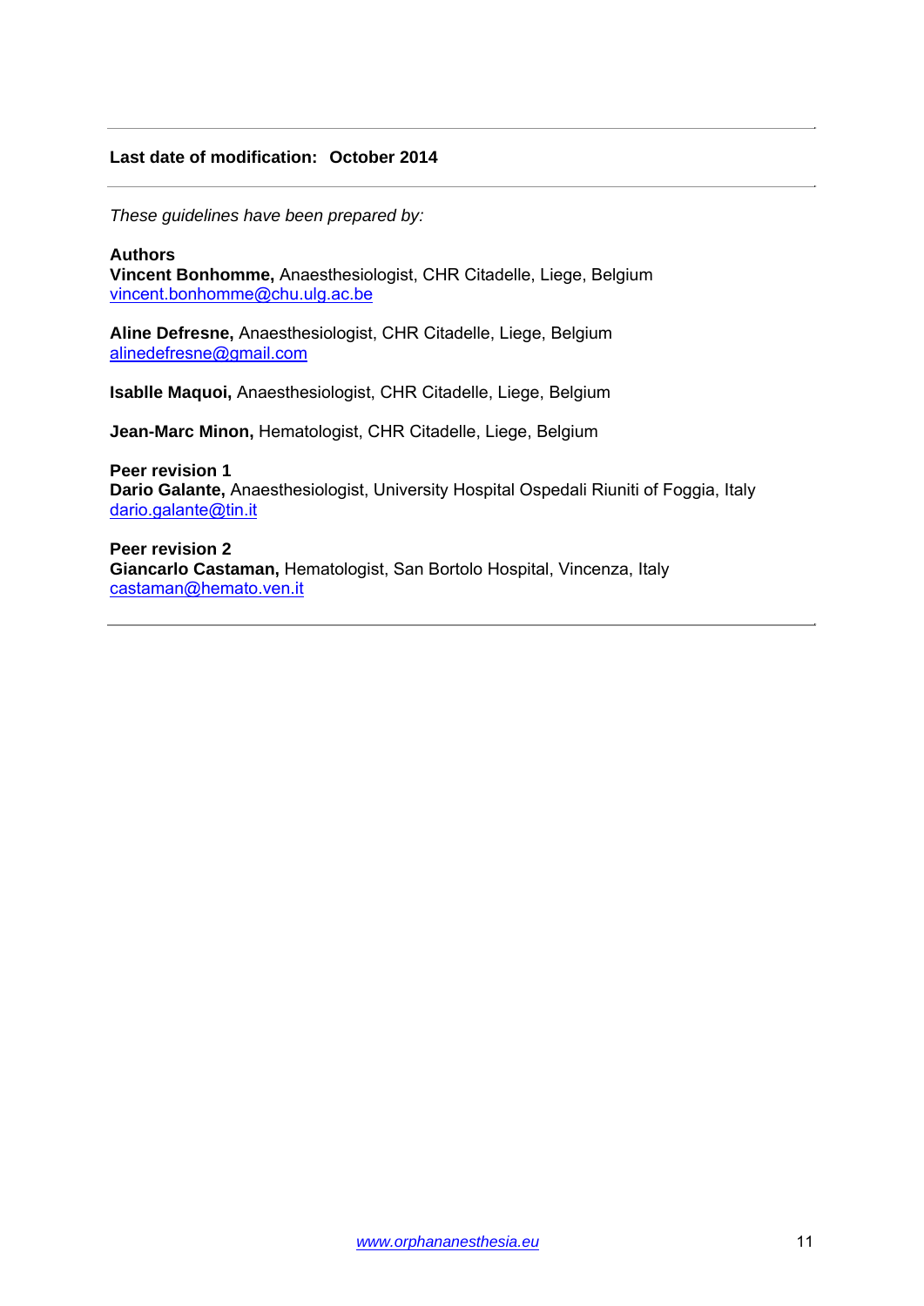**Last date of modification: October 2014**

---

*These guidelines have been prepared by:*

**Authors**
**Vincent Bonhomme,** Anaesthesiologist, CHR Citadelle, Liege, Belgium
vincent.bonhomme@chu.ulg.ac.be

**Aline Defresne,** Anaesthesiologist, CHR Citadelle, Liege, Belgium
alinedefresne@gmail.com

**Isablle Maquoi,** Anaesthesiologist, CHR Citadelle, Liege, Belgium

**Jean-Marc Minon,** Hematologist, CHR Citadelle, Liege, Belgium

**Peer revision 1**
**Dario Galante,** Anaesthesiologist, University Hospital Ospedali Riuniti of Foggia, Italy
dario.galante@tin.it

**Peer revision 2**
**Giancarlo Castaman,** Hematologist, San Bortolo Hospital, Vincenza, Italy
castaman@hemato.ven.it

---